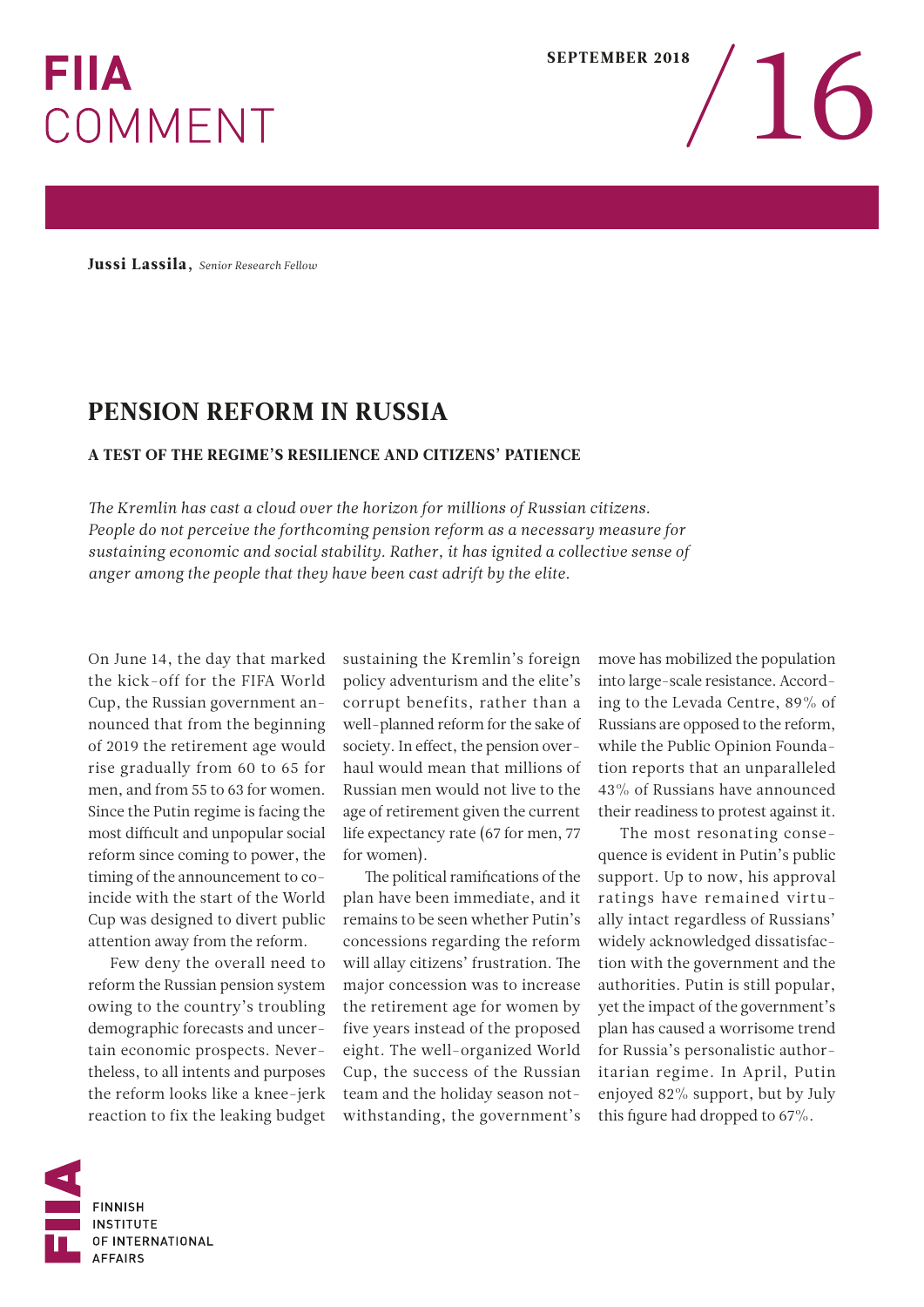# FIIA COMMENT

SEPTEMBER 2018 / 16

**Jussi Lassila**, *Senior Research Fellow*

## PENSION REFORM IN RUSSIA

### A TEST OF THE REGIME'S RESILIENCE AND CITIZENS' PATIENCE

*The Kremlin has cast a cloud over the horizon for millions of Russian citizens. People do not perceive the forthcoming pension reform as a necessary measure for sustaining economic and social stability. Rather, it has ignited a collective sense of anger among the people that they have been cast adrift by the elite.*

On June 14, the day that marked the kick-off for the FIFA World Cup, the Russian government announced that from the beginning of 2019 the retirement age would rise gradually from 60 to 65 for men, and from 55 to 63 for women. Since the Putin regime is facing the most difficult and unpopular social reform since coming to power, the timing of the announcement to coincide with the start of the World Cup was designed to divert public attention away from the reform.

Few deny the overall need to reform the Russian pension system owing to the country's troubling demographic forecasts and uncertain economic prospects. Nevertheless, to all intents and purposes the reform looks like a knee-jerk reaction to fix the leaking budget sustaining the Kremlin's foreign policy adventurism and the elite's corrupt benefits, rather than a well-planned reform for the sake of society. In effect, the pension overhaul would mean that millions of Russian men would not live to the age of retirement given the current life expectancy rate (67 for men, 77 for women).

The political ramifications of the plan have been immediate, and it remains to be seen whether Putin's concessions regarding the reform will allay citizens' frustration. The major concession was to increase the retirement age for women by five years instead of the proposed eight. The well-organized World Cup, the success of the Russian team and the holiday season notwithstanding, the government's move has mobilized the population into large-scale resistance. According to the Levada Centre, 89% of Russians are opposed to the reform, while the Public Opinion Foundation reports that an unparalleled 43% of Russians have announced their readiness to protest against it.

The most resonating consequence is evident in Putin's public support. Up to now, his approval ratings have remained virtually intact regardless of Russians' widely acknowledged dissatisfaction with the government and the authorities. Putin is still popular, yet the impact of the government's plan has caused a worrisome trend for Russia's personalistic authoritarian regime. In April, Putin enjoyed 82% support, but by July this figure had dropped to 67%.

FINNISH INSTITUTE OF INTERNATIONAL AFFAIRS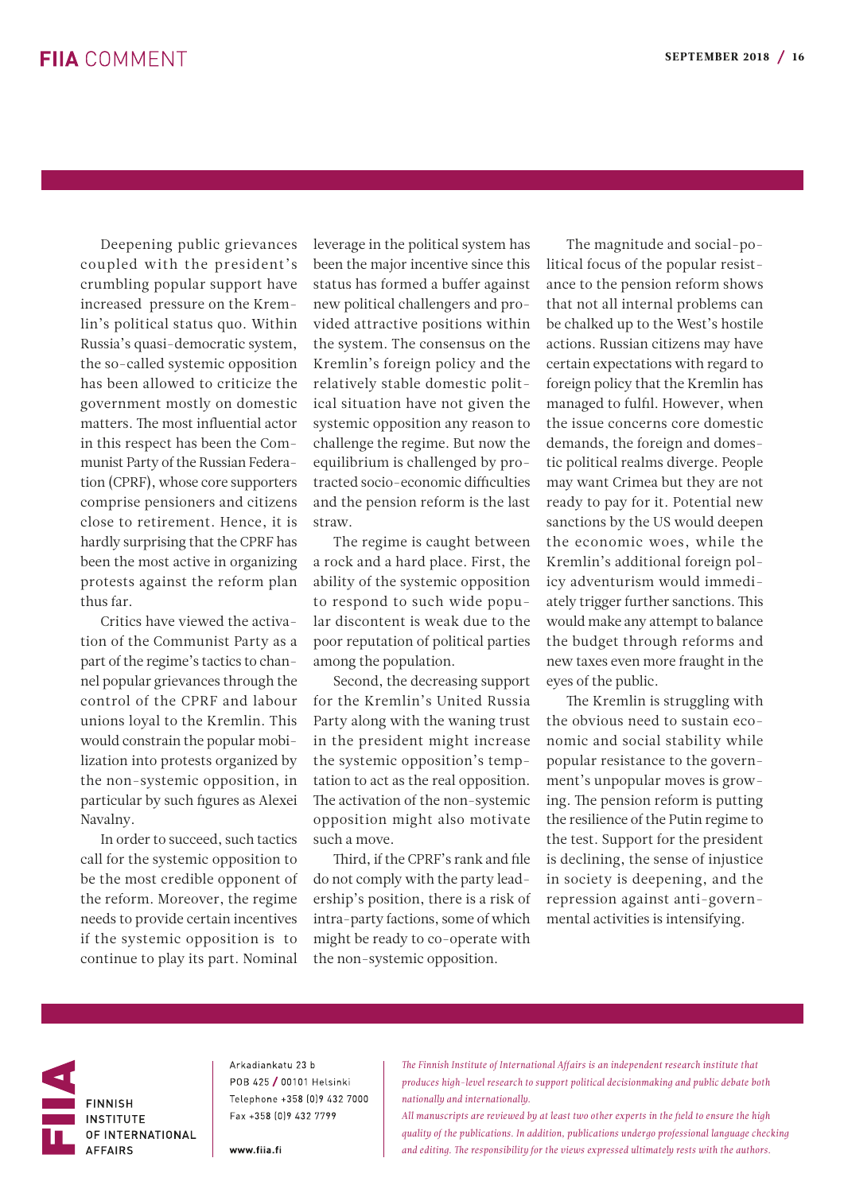Deepening public grievances coupled with the president's crumbling popular support have increased pressure on the Kremlin's political status quo. Within Russia's quasi-democratic system, the so-called systemic opposition has been allowed to criticize the government mostly on domestic matters. The most influential actor in this respect has been the Communist Party of the Russian Federation (CPRF), whose core supporters comprise pensioners and citizens close to retirement. Hence, it is hardly surprising that the CPRF has been the most active in organizing protests against the reform plan thus far.

Critics have viewed the activation of the Communist Party as a part of the regime's tactics to channel popular grievances through the control of the CPRF and labour unions loyal to the Kremlin. This would constrain the popular mobilization into protests organized by the non-systemic opposition, in particular by such figures as Alexei Navalny.

In order to succeed, such tactics call for the systemic opposition to be the most credible opponent of the reform. Moreover, the regime needs to provide certain incentives if the systemic opposition is to continue to play its part. Nominal leverage in the political system has been the major incentive since this status has formed a buffer against new political challengers and provided attractive positions within the system. The consensus on the Kremlin's foreign policy and the relatively stable domestic political situation have not given the systemic opposition any reason to challenge the regime. But now the equilibrium is challenged by protracted socio-economic difficulties and the pension reform is the last straw.

The regime is caught between a rock and a hard place. First, the ability of the systemic opposition to respond to such wide popular discontent is weak due to the poor reputation of political parties among the population.

Second, the decreasing support for the Kremlin's United Russia Party along with the waning trust in the president might increase the systemic opposition's temptation to act as the real opposition. The activation of the non-systemic opposition might also motivate such a move.

Third, if the CPRF's rank and file do not comply with the party leadership's position, there is a risk of intra-party factions, some of which might be ready to co-operate with the non-systemic opposition.

The magnitude and social-political focus of the popular resistance to the pension reform shows that not all internal problems can be chalked up to the West's hostile actions. Russian citizens may have certain expectations with regard to foreign policy that the Kremlin has managed to fulfil. However, when the issue concerns core domestic demands, the foreign and domestic political realms diverge. People may want Crimea but they are not ready to pay for it. Potential new sanctions by the US would deepen the economic woes, while the Kremlin's additional foreign policy adventurism would immediately trigger further sanctions. This would make any attempt to balance the budget through reforms and new taxes even more fraught in the eyes of the public.

The Kremlin is struggling with the obvious need to sustain economic and social stability while popular resistance to the government's unpopular moves is growing. The pension reform is putting the resilience of the Putin regime to the test. Support for the president is declining, the sense of injustice in society is deepening, and the repression against anti-governmental activities is intensifying.

FINNISH INSTITUTE OF INTERNATIONAL AFFAIRS

Arkadiankatu 23 b
POB 425 / 00101 Helsinki
Telephone +358 (0)9 432 7000
Fax +358 (0)9 432 7799

**www.fiia.fi**

*The Finnish Institute of International Affairs is an independent research institute that produces high-level research to support political decisionmaking and public debate both nationally and internationally.*

*All manuscripts are reviewed by at least two other experts in the field to ensure the high quality of the publications. In addition, publications undergo professional language checking and editing. The responsibility for the views expressed ultimately rests with the authors.*